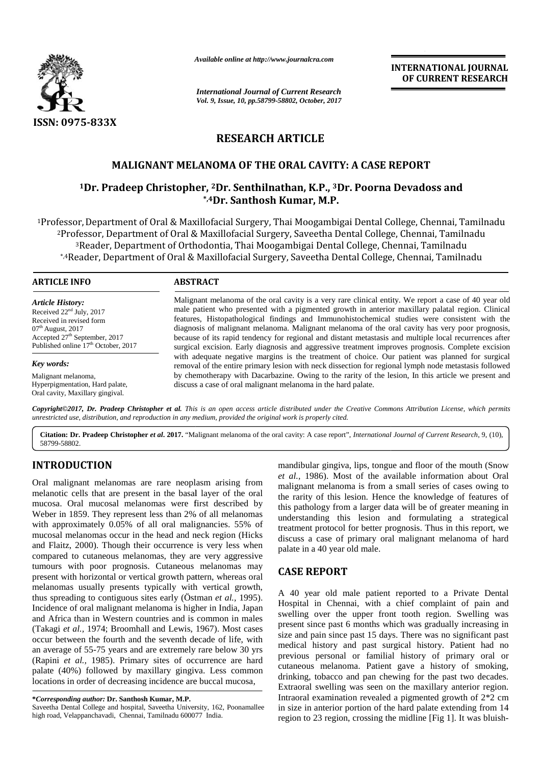ISSN: 0975-833X

*Available online at http://www.journalcra.com*

*International Journal of Current Research*
*Vol. 9, Issue, 10, pp.58799-58802, October, 2017*

**INTERNATIONAL JOURNAL OF CURRENT RESEARCH**

## RESEARCH ARTICLE

# MALIGNANT MELANOMA OF THE ORAL CAVITY: A CASE REPORT

**[1]Dr. Pradeep Christopher, [2]Dr. Senthilnathan, K.P., [3]Dr. Poorna Devadoss and [*,4]Dr. Santhosh Kumar, M.P.**

[1]Professor, Department of Oral & Maxillofacial Surgery, Thai Moogambigai Dental College, Chennai, Tamilnadu
[2]Professor, Department of Oral & Maxillofacial Surgery, Saveetha Dental College, Chennai, Tamilnadu
[3]Reader, Department of Orthodontia, Thai Moogambigai Dental College, Chennai, Tamilnadu
[*,4]Reader, Department of Oral & Maxillofacial Surgery, Saveetha Dental College, Chennai, Tamilnadu

### ARTICLE INFO

*Article History:*
Received 22nd July, 2017
Received in revised form
07th August, 2017
Accepted 27th September, 2017
Published online 17th October, 2017

*Key words:*
Malignant melanoma,
Hyperpigmentation, Hard palate,
Oral cavity, Maxillary gingival.

### ABSTRACT

Malignant melanoma of the oral cavity is a very rare clinical entity. We report a case of 40 year old male patient who presented with a pigmented growth in anterior maxillary palatal region. Clinical features, Histopathological findings and Immunohistochemical studies were consistent with the diagnosis of malignant melanoma. Malignant melanoma of the oral cavity has very poor prognosis, because of its rapid tendency for regional and distant metastasis and multiple local recurrences after surgical excision. Early diagnosis and aggressive treatment improves prognosis. Complete excision with adequate negative margins is the treatment of choice. Our patient was planned for surgical removal of the entire primary lesion with neck dissection for regional lymph node metastasis followed by chemotherapy with Dacarbazine. Owing to the rarity of the lesion, In this article we present and discuss a case of oral malignant melanoma in the hard palate.

***Copyright©2017, Dr. Pradeep Christopher et al.*** *This is an open access article distributed under the Creative Commons Attribution License, which permits unrestricted use, distribution, and reproduction in any medium, provided the original work is properly cited.*

**Citation: Dr. Pradeep Christopher *et al*. 2017.** "Malignant melanoma of the oral cavity: A case report", *International Journal of Current Research*, 9, (10), 58799-58802.

## INTRODUCTION

Oral malignant melanomas are rare neoplasm arising from melanotic cells that are present in the basal layer of the oral mucosa. Oral mucosal melanomas were first described by Weber in 1859. They represent less than 2% of all melanomas with approximately 0.05% of all oral malignancies. 55% of mucosal melanomas occur in the head and neck region (Hicks and Flaitz, 2000). Though their occurrence is very less when compared to cutaneous melanomas, they are very aggressive tumours with poor prognosis. Cutaneous melanomas may present with horizontal or vertical growth pattern, whereas oral melanomas usually presents typically with vertical growth, thus spreading to contiguous sites early (Östman *et al.*, 1995). Incidence of oral malignant melanoma is higher in India, Japan and Africa than in Western countries and is common in males (Takagi *et al.*, 1974; Broomhall and Lewis, 1967). Most cases occur between the fourth and the seventh decade of life, with an average of 55-75 years and are extremely rare below 30 yrs (Rapini *et al.*, 1985). Primary sites of occurrence are hard palate (40%) followed by maxillary gingiva. Less common locations in order of decreasing incidence are buccal mucosa, mandibular gingiva, lips, tongue and floor of the mouth (Snow *et al.*, 1986). Most of the available information about Oral malignant melanoma is from a small series of cases owing to the rarity of this lesion. Hence the knowledge of features of this pathology from a larger data will be of greater meaning in understanding this lesion and formulating a strategical treatment protocol for better prognosis. Thus in this report, we discuss a case of primary oral malignant melanoma of hard palate in a 40 year old male.

## CASE REPORT

A 40 year old male patient reported to a Private Dental Hospital in Chennai, with a chief complaint of pain and swelling over the upper front tooth region. Swelling was present since past 6 months which was gradually increasing in size and pain since past 15 days. There was no significant past medical history and past surgical history. Patient had no previous personal or familial history of primary oral or cutaneous melanoma. Patient gave a history of smoking, drinking, tobacco and pan chewing for the past two decades. Extraoral swelling was seen on the maxillary anterior region. Intraoral examination revealed a pigmented growth of 2*2 cm in size in anterior portion of the hard palate extending from 14 region to 23 region, crossing the midline [Fig 1]. It was bluish-

***Corresponding author:* Dr. Santhosh Kumar, M.P.**
Saveetha Dental College and hospital, Saveetha University, 162, Poonamallee high road, Velappanchavadi, Chennai, Tamilnadu 600077 India.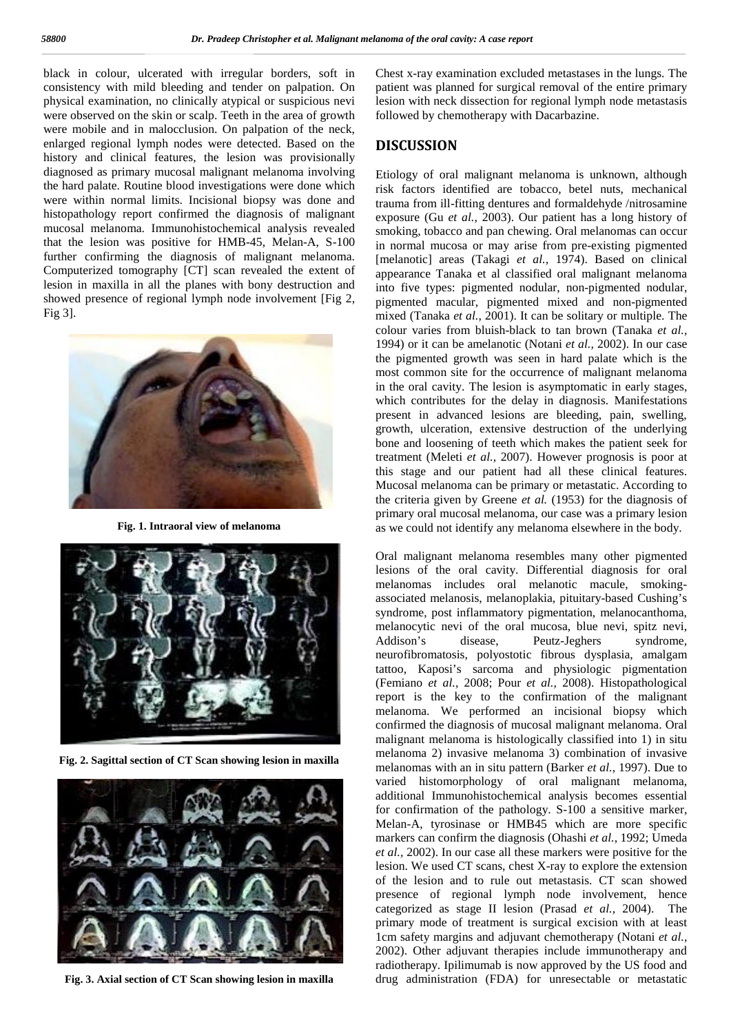black in colour, ulcerated with irregular borders, soft in consistency with mild bleeding and tender on palpation. On physical examination, no clinically atypical or suspicious nevi were observed on the skin or scalp. Teeth in the area of growth were mobile and in malocclusion. On palpation of the neck, enlarged regional lymph nodes were detected. Based on the history and clinical features, the lesion was provisionally diagnosed as primary mucosal malignant melanoma involving the hard palate. Routine blood investigations were done which were within normal limits. Incisional biopsy was done and histopathology report confirmed the diagnosis of malignant mucosal melanoma. Immunohistochemical analysis revealed that the lesion was positive for HMB-45, Melan-A, S-100 further confirming the diagnosis of malignant melanoma. Computerized tomography [CT] scan revealed the extent of lesion in maxilla in all the planes with bony destruction and showed presence of regional lymph node involvement [Fig 2, Fig 3].

**Fig. 1. Intraoral view of melanoma**

**Fig. 2. Sagittal section of CT Scan showing lesion in maxilla**

**Fig. 3. Axial section of CT Scan showing lesion in maxilla**

Chest x-ray examination excluded metastases in the lungs. The patient was planned for surgical removal of the entire primary lesion with neck dissection for regional lymph node metastasis followed by chemotherapy with Dacarbazine.

## DISCUSSION

Etiology of oral malignant melanoma is unknown, although risk factors identified are tobacco, betel nuts, mechanical trauma from ill-fitting dentures and formaldehyde /nitrosamine exposure (Gu *et al.,* 2003). Our patient has a long history of smoking, tobacco and pan chewing. Oral melanomas can occur in normal mucosa or may arise from pre-existing pigmented [melanotic] areas (Takagi *et al.,* 1974). Based on clinical appearance Tanaka et al classified oral malignant melanoma into five types: pigmented nodular, non-pigmented nodular, pigmented macular, pigmented mixed and non-pigmented mixed (Tanaka *et al.,* 2001). It can be solitary or multiple. The colour varies from bluish-black to tan brown (Tanaka *et al.,* 1994) or it can be amelanotic (Notani *et al.,* 2002). In our case the pigmented growth was seen in hard palate which is the most common site for the occurrence of malignant melanoma in the oral cavity. The lesion is asymptomatic in early stages, which contributes for the delay in diagnosis. Manifestations present in advanced lesions are bleeding, pain, swelling, growth, ulceration, extensive destruction of the underlying bone and loosening of teeth which makes the patient seek for treatment (Meleti *et al.,* 2007). However prognosis is poor at this stage and our patient had all these clinical features. Mucosal melanoma can be primary or metastatic. According to the criteria given by Greene *et al.* (1953) for the diagnosis of primary oral mucosal melanoma, our case was a primary lesion as we could not identify any melanoma elsewhere in the body.

Oral malignant melanoma resembles many other pigmented lesions of the oral cavity. Differential diagnosis for oral melanomas includes oral melanotic macule, smoking-associated melanosis, melanoplakia, pituitary-based Cushing's syndrome, post inflammatory pigmentation, melanocanthoma, melanocytic nevi of the oral mucosa, blue nevi, spitz nevi, Addison's disease, Peutz-Jeghers syndrome, neurofibromatosis, polyostotic fibrous dysplasia, amalgam tattoo, Kaposi's sarcoma and physiologic pigmentation (Femiano *et al.,* 2008; Pour *et al.,* 2008). Histopathological report is the key to the confirmation of the malignant melanoma. We performed an incisional biopsy which confirmed the diagnosis of mucosal malignant melanoma. Oral malignant melanoma is histologically classified into 1) in situ melanoma 2) invasive melanoma 3) combination of invasive melanomas with an in situ pattern (Barker *et al.,* 1997). Due to varied histomorphology of oral malignant melanoma, additional Immunohistochemical analysis becomes essential for confirmation of the pathology. S-100 a sensitive marker, Melan-A, tyrosinase or HMB45 which are more specific markers can confirm the diagnosis (Ohashi *et al.,* 1992; Umeda *et al.,* 2002). In our case all these markers were positive for the lesion. We used CT scans, chest X-ray to explore the extension of the lesion and to rule out metastasis. CT scan showed presence of regional lymph node involvement, hence categorized as stage II lesion (Prasad *et al.,* 2004). The primary mode of treatment is surgical excision with at least 1cm safety margins and adjuvant chemotherapy (Notani *et al.,* 2002). Other adjuvant therapies include immunotherapy and radiotherapy. Ipilimumab is now approved by the US food and drug administration (FDA) for unresectable or metastatic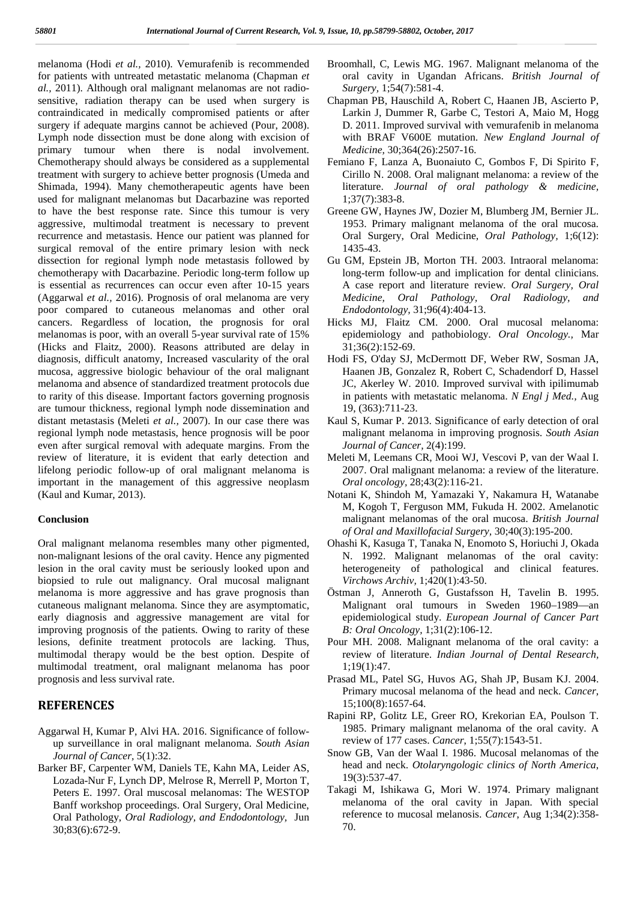melanoma (Hodi *et al.,* 2010). Vemurafenib is recommended for patients with untreated metastatic melanoma (Chapman *et al.,* 2011). Although oral malignant melanomas are not radio-sensitive, radiation therapy can be used when surgery is contraindicated in medically compromised patients or after surgery if adequate margins cannot be achieved (Pour, 2008). Lymph node dissection must be done along with excision of primary tumour when there is nodal involvement. Chemotherapy should always be considered as a supplemental treatment with surgery to achieve better prognosis (Umeda and Shimada, 1994). Many chemotherapeutic agents have been used for malignant melanomas but Dacarbazine was reported to have the best response rate. Since this tumour is very aggressive, multimodal treatment is necessary to prevent recurrence and metastasis. Hence our patient was planned for surgical removal of the entire primary lesion with neck dissection for regional lymph node metastasis followed by chemotherapy with Dacarbazine. Periodic long-term follow up is essential as recurrences can occur even after 10-15 years (Aggarwal *et al.,* 2016). Prognosis of oral melanoma are very poor compared to cutaneous melanomas and other oral cancers. Regardless of location, the prognosis for oral melanomas is poor, with an overall 5-year survival rate of 15% (Hicks and Flaitz, 2000). Reasons attributed are delay in diagnosis, difficult anatomy, Increased vascularity of the oral mucosa, aggressive biologic behaviour of the oral malignant melanoma and absence of standardized treatment protocols due to rarity of this disease. Important factors governing prognosis are tumour thickness, regional lymph node dissemination and distant metastasis (Meleti *et al.,* 2007). In our case there was regional lymph node metastasis, hence prognosis will be poor even after surgical removal with adequate margins. From the review of literature, it is evident that early detection and lifelong periodic follow-up of oral malignant melanoma is important in the management of this aggressive neoplasm (Kaul and Kumar, 2013).

### Conclusion

Oral malignant melanoma resembles many other pigmented, non-malignant lesions of the oral cavity. Hence any pigmented lesion in the oral cavity must be seriously looked upon and biopsied to rule out malignancy. Oral mucosal malignant melanoma is more aggressive and has grave prognosis than cutaneous malignant melanoma. Since they are asymptomatic, early diagnosis and aggressive management are vital for improving prognosis of the patients. Owing to rarity of these lesions, definite treatment protocols are lacking. Thus, multimodal therapy would be the best option. Despite of multimodal treatment, oral malignant melanoma has poor prognosis and less survival rate.

## REFERENCES

- Aggarwal H, Kumar P, Alvi HA. 2016. Significance of follow-up surveillance in oral malignant melanoma. *South Asian Journal of Cancer,* 5(1):32.
- Barker BF, Carpenter WM, Daniels TE, Kahn MA, Leider AS, Lozada-Nur F, Lynch DP, Melrose R, Merrell P, Morton T, Peters E. 1997. Oral muscosal melanomas: The WESTOP Banff workshop proceedings. Oral Surgery, Oral Medicine, Oral Pathology, *Oral Radiology, and Endodontology,* Jun 30;83(6):672-9.
- Broomhall, C, Lewis MG. 1967. Malignant melanoma of the oral cavity in Ugandan Africans. *British Journal of Surgery,* 1;54(7):581-4.
- Chapman PB, Hauschild A, Robert C, Haanen JB, Ascierto P, Larkin J, Dummer R, Garbe C, Testori A, Maio M, Hogg D. 2011. Improved survival with vemurafenib in melanoma with BRAF V600E mutation. *New England Journal of Medicine,* 30;364(26):2507-16.
- Femiano F, Lanza A, Buonaiuto C, Gombos F, Di Spirito F, Cirillo N. 2008. Oral malignant melanoma: a review of the literature. *Journal of oral pathology & medicine,* 1;37(7):383-8.
- Greene GW, Haynes JW, Dozier M, Blumberg JM, Bernier JL. 1953. Primary malignant melanoma of the oral mucosa. Oral Surgery, Oral Medicine, *Oral Pathology,* 1;6(12): 1435-43.
- Gu GM, Epstein JB, Morton TH. 2003. Intraoral melanoma: long-term follow-up and implication for dental clinicians. A case report and literature review. *Oral Surgery, Oral Medicine, Oral Pathology, Oral Radiology, and Endodontology,* 31;96(4):404-13.
- Hicks MJ, Flaitz CM. 2000. Oral mucosal melanoma: epidemiology and pathobiology. *Oral Oncology.,* Mar 31;36(2):152-69.
- Hodi FS, O'day SJ, McDermott DF, Weber RW, Sosman JA, Haanen JB, Gonzalez R, Robert C, Schadendorf D, Hassel JC, Akerley W. 2010. Improved survival with ipilimumab in patients with metastatic melanoma. *N Engl j Med.,* Aug 19, (363):711-23.
- Kaul S, Kumar P. 2013. Significance of early detection of oral malignant melanoma in improving prognosis. *South Asian Journal of Cancer,* 2(4):199.
- Meleti M, Leemans CR, Mooi WJ, Vescovi P, van der Waal I. 2007. Oral malignant melanoma: a review of the literature. *Oral oncology,* 28;43(2):116-21.
- Notani K, Shindoh M, Yamazaki Y, Nakamura H, Watanabe M, Kogoh T, Ferguson MM, Fukuda H. 2002. Amelanotic malignant melanomas of the oral mucosa. *British Journal of Oral and Maxillofacial Surgery,* 30;40(3):195-200.
- Ohashi K, Kasuga T, Tanaka N, Enomoto S, Horiuchi J, Okada N. 1992. Malignant melanomas of the oral cavity: heterogeneity of pathological and clinical features. *Virchows Archiv,* 1;420(1):43-50.
- Östman J, Anneroth G, Gustafsson H, Tavelin B. 1995. Malignant oral tumours in Sweden 1960–1989—an epidemiological study. *European Journal of Cancer Part B: Oral Oncology,* 1;31(2):106-12.
- Pour MH. 2008. Malignant melanoma of the oral cavity: a review of literature. *Indian Journal of Dental Research,* 1;19(1):47.
- Prasad ML, Patel SG, Huvos AG, Shah JP, Busam KJ. 2004. Primary mucosal melanoma of the head and neck. *Cancer,* 15;100(8):1657-64.
- Rapini RP, Golitz LE, Greer RO, Krekorian EA, Poulson T. 1985. Primary malignant melanoma of the oral cavity. A review of 177 cases. *Cancer,* 1;55(7):1543-51.
- Snow GB, Van der Waal I. 1986. Mucosal melanomas of the head and neck. *Otolaryngologic clinics of North America,* 19(3):537-47.
- Takagi M, Ishikawa G, Mori W. 1974. Primary malignant melanoma of the oral cavity in Japan. With special reference to mucosal melanosis. *Cancer,* Aug 1;34(2):358-70.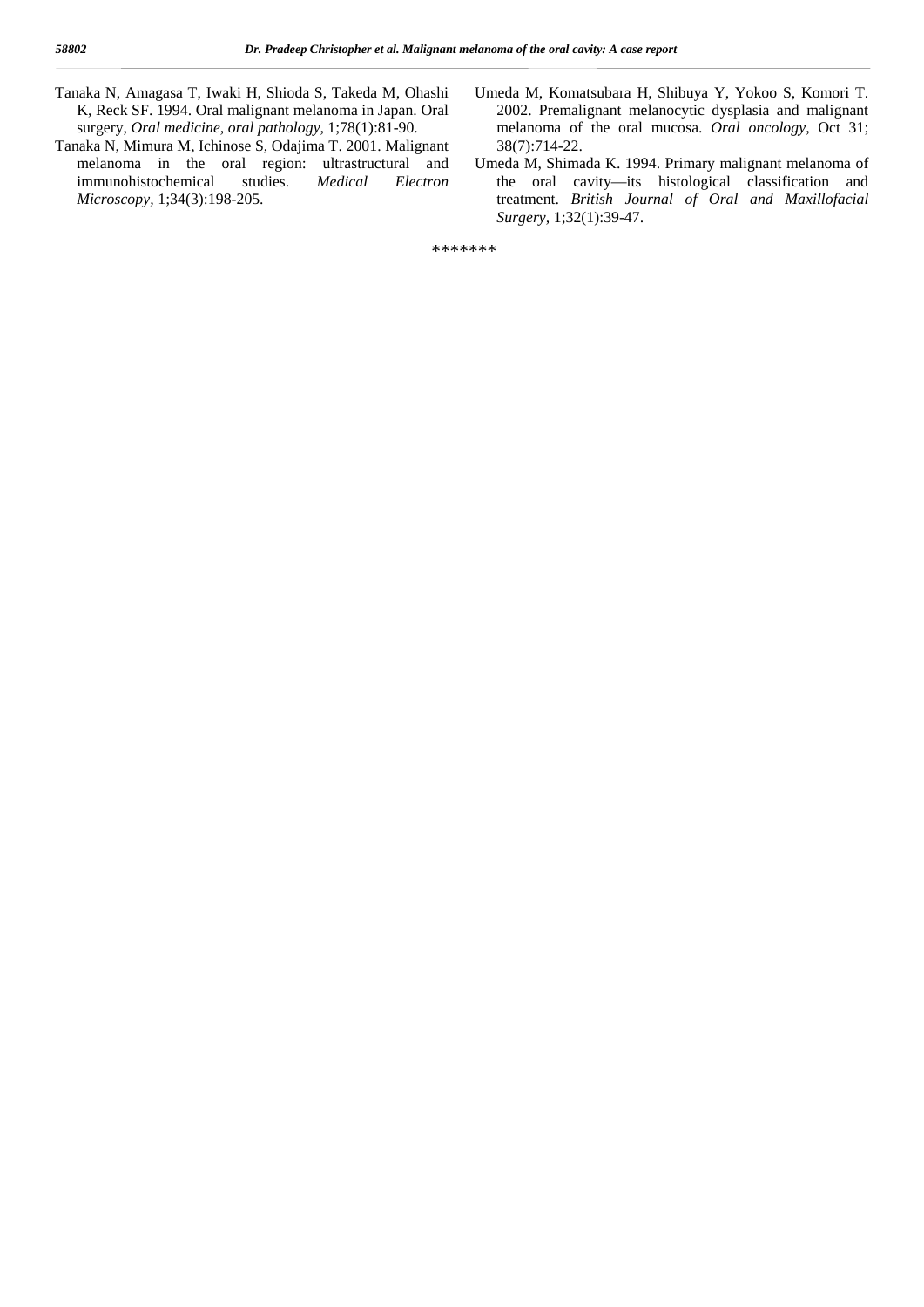Tanaka N, Amagasa T, Iwaki H, Shioda S, Takeda M, Ohashi K, Reck SF. 1994. Oral malignant melanoma in Japan. Oral surgery, *Oral medicine, oral pathology,* 1;78(1):81-90.

Tanaka N, Mimura M, Ichinose S, Odajima T. 2001. Malignant melanoma in the oral region: ultrastructural and immunohistochemical studies. *Medical Electron Microscopy,* 1;34(3):198-205.

Umeda M, Komatsubara H, Shibuya Y, Yokoo S, Komori T. 2002. Premalignant melanocytic dysplasia and malignant melanoma of the oral mucosa. *Oral oncology,* Oct 31; 38(7):714-22.

Umeda M, Shimada K. 1994. Primary malignant melanoma of the oral cavity—its histological classification and treatment. *British Journal of Oral and Maxillofacial Surgery,* 1;32(1):39-47.

*******